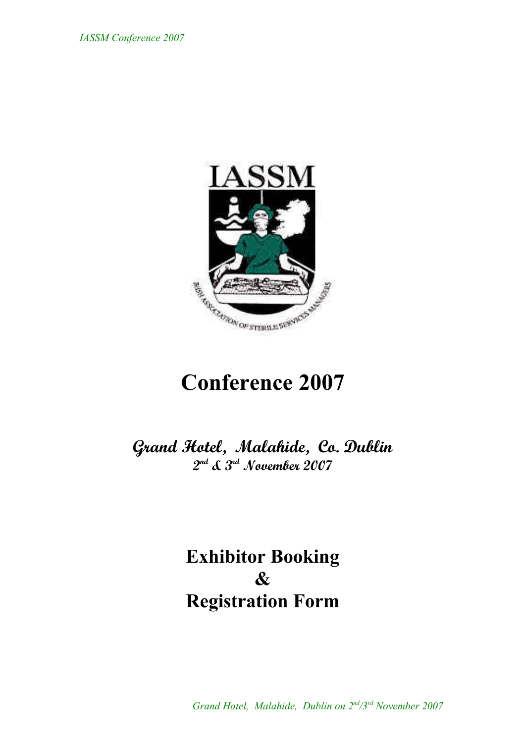# Conference 2007

## Grand Hotel, Malahide, Co. Dublin

### 2nd & 3rd November 2007

# Exhibitor Booking & Registration Form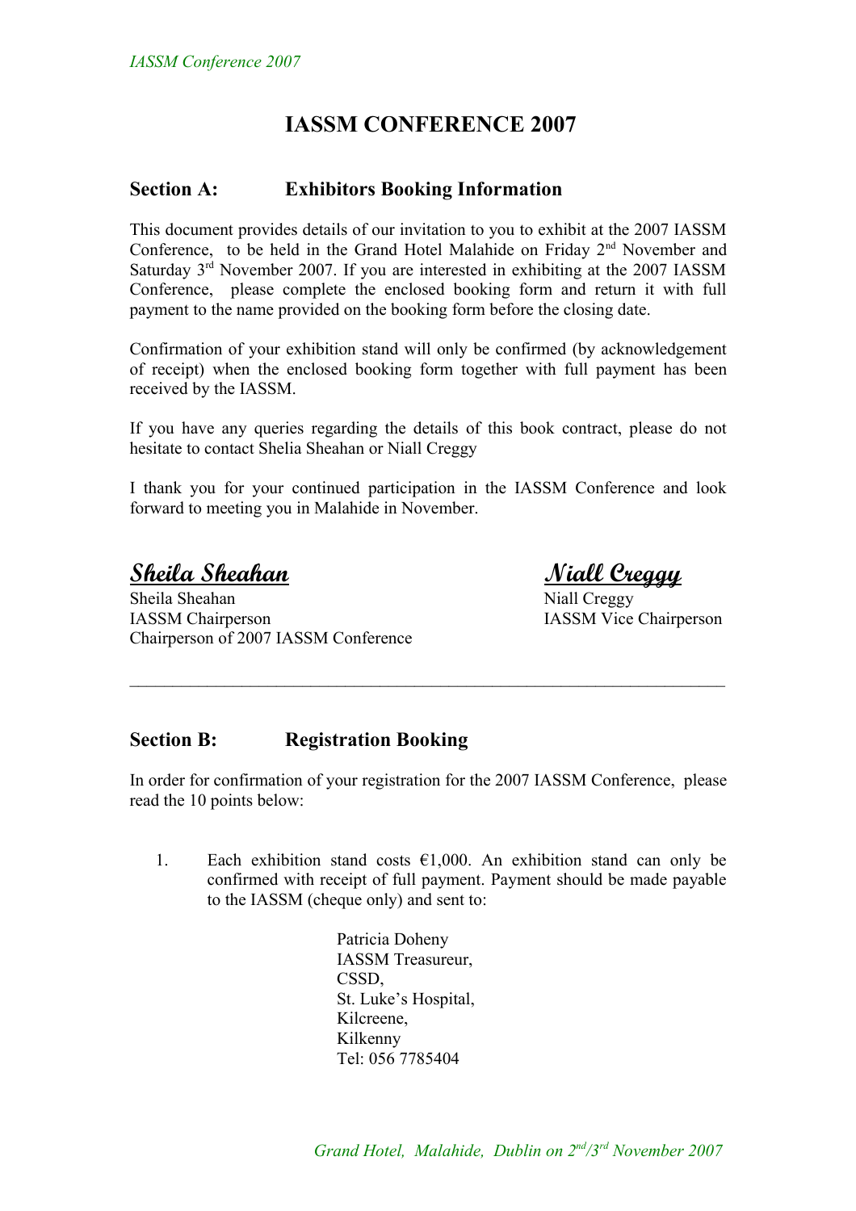# IASSM CONFERENCE 2007

## Section A: Exhibitors Booking Information

This document provides details of our invitation to you to exhibit at the 2007 IASSM Conference, to be held in the Grand Hotel Malahide on Friday 2nd November and Saturday 3rd November 2007. If you are interested in exhibiting at the 2007 IASSM Conference, please complete the enclosed booking form and return it with full payment to the name provided on the booking form before the closing date.

Confirmation of your exhibition stand will only be confirmed (by acknowledgement of receipt) when the enclosed booking form together with full payment has been received by the IASSM.

If you have any queries regarding the details of this book contract, please do not hesitate to contact Shelia Sheahan or Niall Creggy

I thank you for your continued participation in the IASSM Conference and look forward to meeting you in Malahide in November.

***Sheila Sheahan***
Sheila Sheahan
IASSM Chairperson
Chairperson of 2007 IASSM Conference

***Niall Creggy***
Niall Creggy
IASSM Vice Chairperson

---

## Section B: Registration Booking

In order for confirmation of your registration for the 2007 IASSM Conference, please read the 10 points below:

1. Each exhibition stand costs €1,000. An exhibition stand can only be confirmed with receipt of full payment. Payment should be made payable to the IASSM (cheque only) and sent to:

   Patricia Doheny
   IASSM Treasureur,
   CSSD,
   St. Luke's Hospital,
   Kilcreene,
   Kilkenny
   Tel: 056 7785404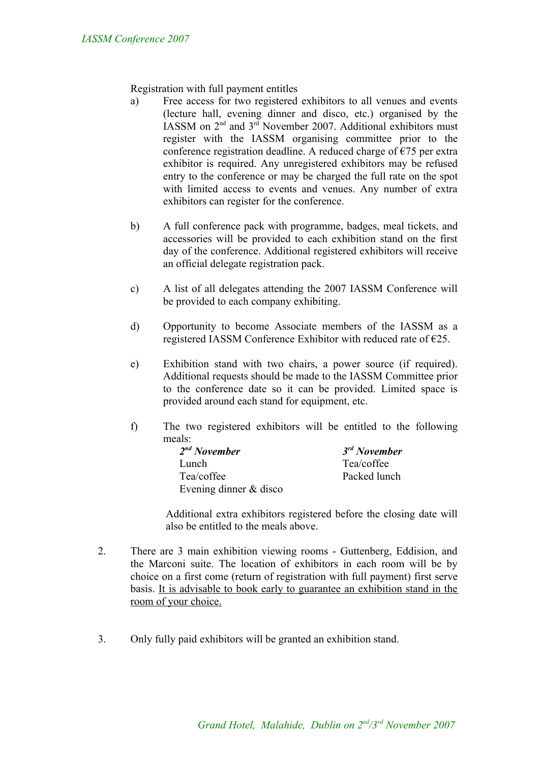Registration with full payment entitles

a) Free access for two registered exhibitors to all venues and events (lecture hall, evening dinner and disco, etc.) organised by the IASSM on 2nd and 3rd November 2007. Additional exhibitors must register with the IASSM organising committee prior to the conference registration deadline. A reduced charge of €75 per extra exhibitor is required. Any unregistered exhibitors may be refused entry to the conference or may be charged the full rate on the spot with limited access to events and venues. Any number of extra exhibitors can register for the conference.

b) A full conference pack with programme, badges, meal tickets, and accessories will be provided to each exhibition stand on the first day of the conference. Additional registered exhibitors will receive an official delegate registration pack.

c) A list of all delegates attending the 2007 IASSM Conference will be provided to each company exhibiting.

d) Opportunity to become Associate members of the IASSM as a registered IASSM Conference Exhibitor with reduced rate of €25.

e) Exhibition stand with two chairs, a power source (if required). Additional requests should be made to the IASSM Committee prior to the conference date so it can be provided. Limited space is provided around each stand for equipment, etc.

f) The two registered exhibitors will be entitled to the following meals:

| ***2nd November*** | ***3rd November*** |
|---|---|
| Lunch | Tea/coffee |
| Tea/coffee | Packed lunch |
| Evening dinner & disco | |

Additional extra exhibitors registered before the closing date will also be entitled to the meals above.

2. There are 3 main exhibition viewing rooms - Guttenberg, Eddision, and the Marconi suite. The location of exhibitors in each room will be by choice on a first come (return of registration with full payment) first serve basis. <u>It is advisable to book early to guarantee an exhibition stand in the room of your choice.</u>

3. Only fully paid exhibitors will be granted an exhibition stand.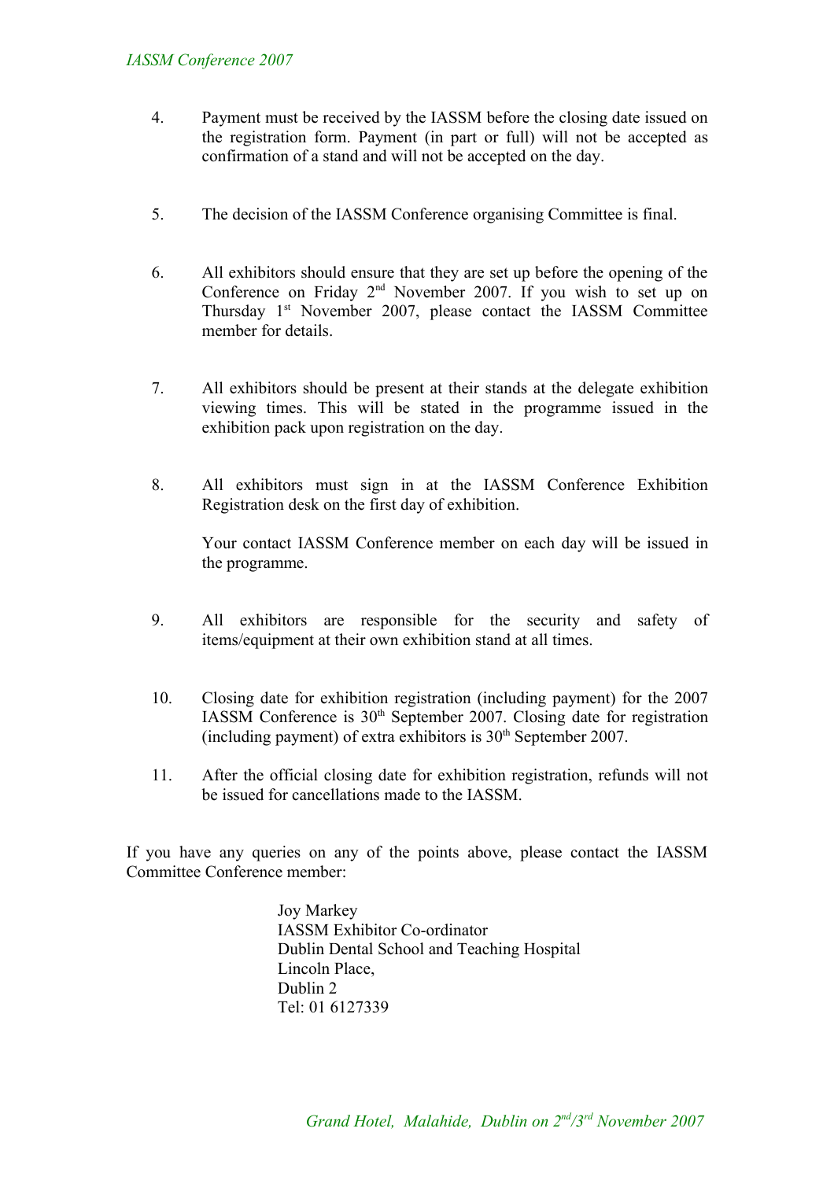4. Payment must be received by the IASSM before the closing date issued on the registration form. Payment (in part or full) will not be accepted as confirmation of a stand and will not be accepted on the day.

5. The decision of the IASSM Conference organising Committee is final.

6. All exhibitors should ensure that they are set up before the opening of the Conference on Friday 2nd November 2007. If you wish to set up on Thursday 1st November 2007, please contact the IASSM Committee member for details.

7. All exhibitors should be present at their stands at the delegate exhibition viewing times. This will be stated in the programme issued in the exhibition pack upon registration on the day.

8. All exhibitors must sign in at the IASSM Conference Exhibition Registration desk on the first day of exhibition.

   Your contact IASSM Conference member on each day will be issued in the programme.

9. All exhibitors are responsible for the security and safety of items/equipment at their own exhibition stand at all times.

10. Closing date for exhibition registration (including payment) for the 2007 IASSM Conference is 30th September 2007. Closing date for registration (including payment) of extra exhibitors is 30th September 2007.

11. After the official closing date for exhibition registration, refunds will not be issued for cancellations made to the IASSM.

If you have any queries on any of the points above, please contact the IASSM Committee Conference member:

Joy Markey
IASSM Exhibitor Co-ordinator
Dublin Dental School and Teaching Hospital
Lincoln Place,
Dublin 2
Tel: 01 6127339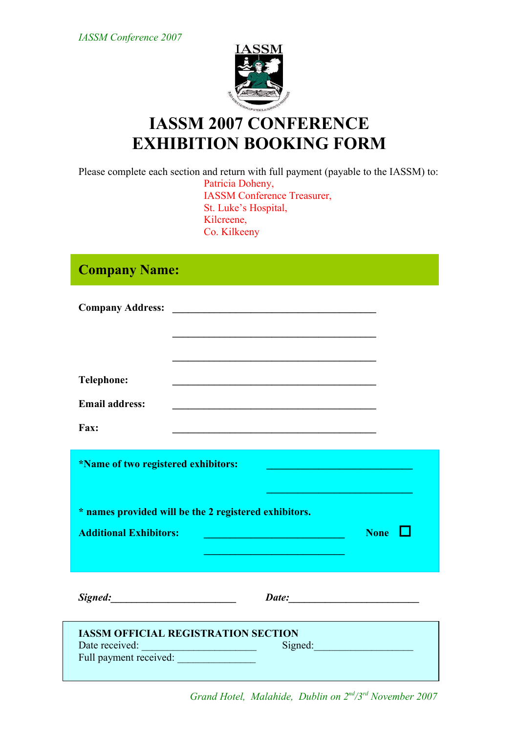IASSM Conference 2007

IASSM

# IASSM 2007 CONFERENCE EXHIBITION BOOKING FORM

Please complete each section and return with full payment (payable to the IASSM) to:

Patricia Doheny,
IASSM Conference Treasurer,
St. Luke's Hospital,
Kilcreene,
Co. Kilkeeny

## Company Name:

**Company Address:** ________________________________________

________________________________________

________________________________________

**Telephone:** ________________________________________

**Email address:** ________________________________________

**Fax:** ________________________________________

**\*Name of two registered exhibitors:** ____________________________

____________________________

**\* names provided will be the 2 registered exhibitors.**

**Additional Exhibitors:** ____________________________ **None** ☐

____________________________

***Signed:***________________________ ***Date:***_________________________

**IASSM OFFICIAL REGISTRATION SECTION**

Date received: ______________________ Signed:___________________

Full payment received: _______________

*Grand Hotel, Malahide, Dublin on 2nd/3rd November 2007*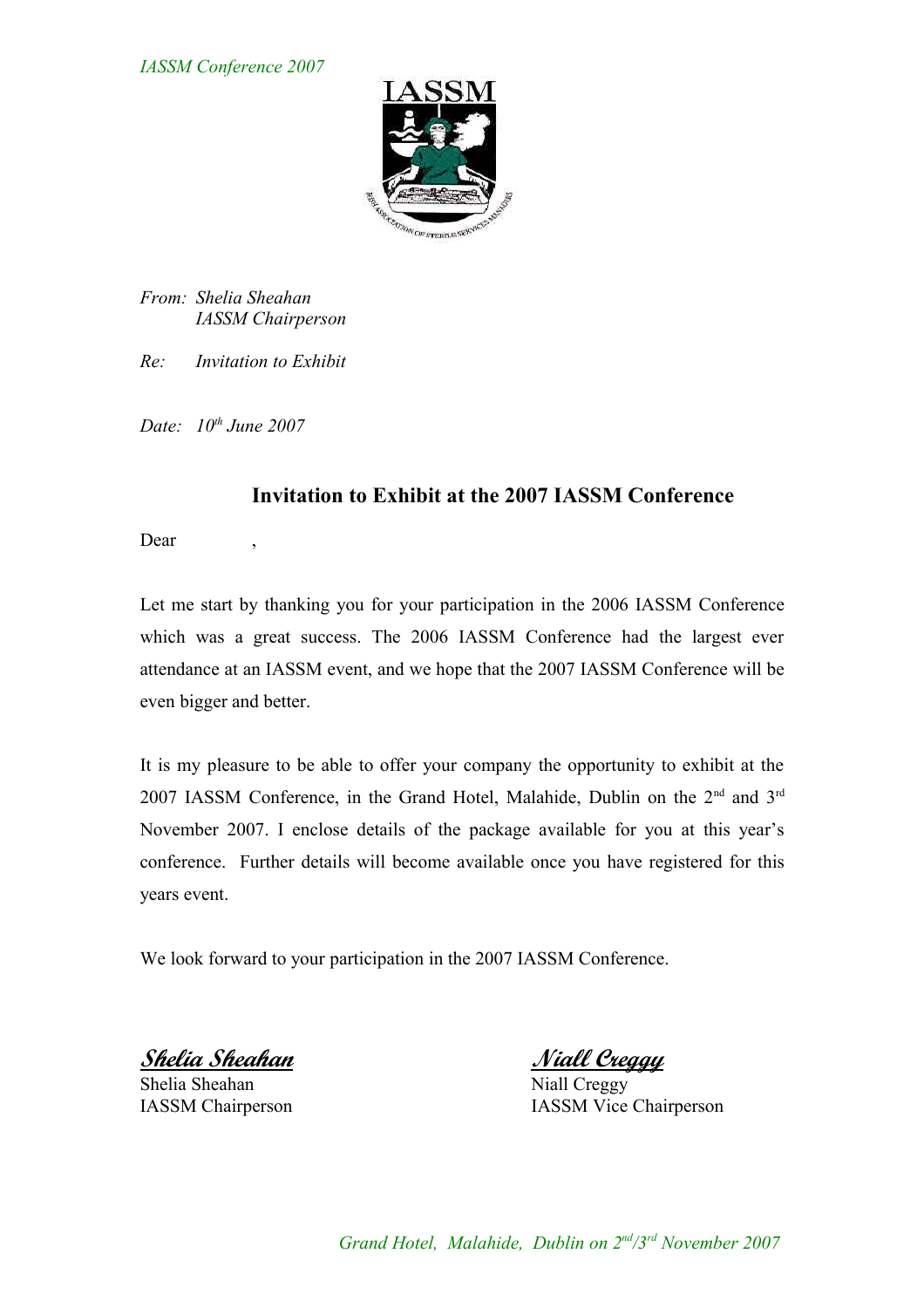*IASSM Conference 2007*

IASSM

*From: Shelia Sheahan*
*IASSM Chairperson*

*Re: Invitation to Exhibit*

*Date: 10th June 2007*

## Invitation to Exhibit at the 2007 IASSM Conference

Dear ,

Let me start by thanking you for your participation in the 2006 IASSM Conference which was a great success. The 2006 IASSM Conference had the largest ever attendance at an IASSM event, and we hope that the 2007 IASSM Conference will be even bigger and better.

It is my pleasure to be able to offer your company the opportunity to exhibit at the 2007 IASSM Conference, in the Grand Hotel, Malahide, Dublin on the 2nd and 3rd November 2007. I enclose details of the package available for you at this year's conference. Further details will become available once you have registered for this years event.

We look forward to your participation in the 2007 IASSM Conference.

***Shelia Sheahan***
Shelia Sheahan
IASSM Chairperson

***Niall Creggy***
Niall Creggy
IASSM Vice Chairperson

*Grand Hotel, Malahide, Dublin on 2nd/3rd November 2007*